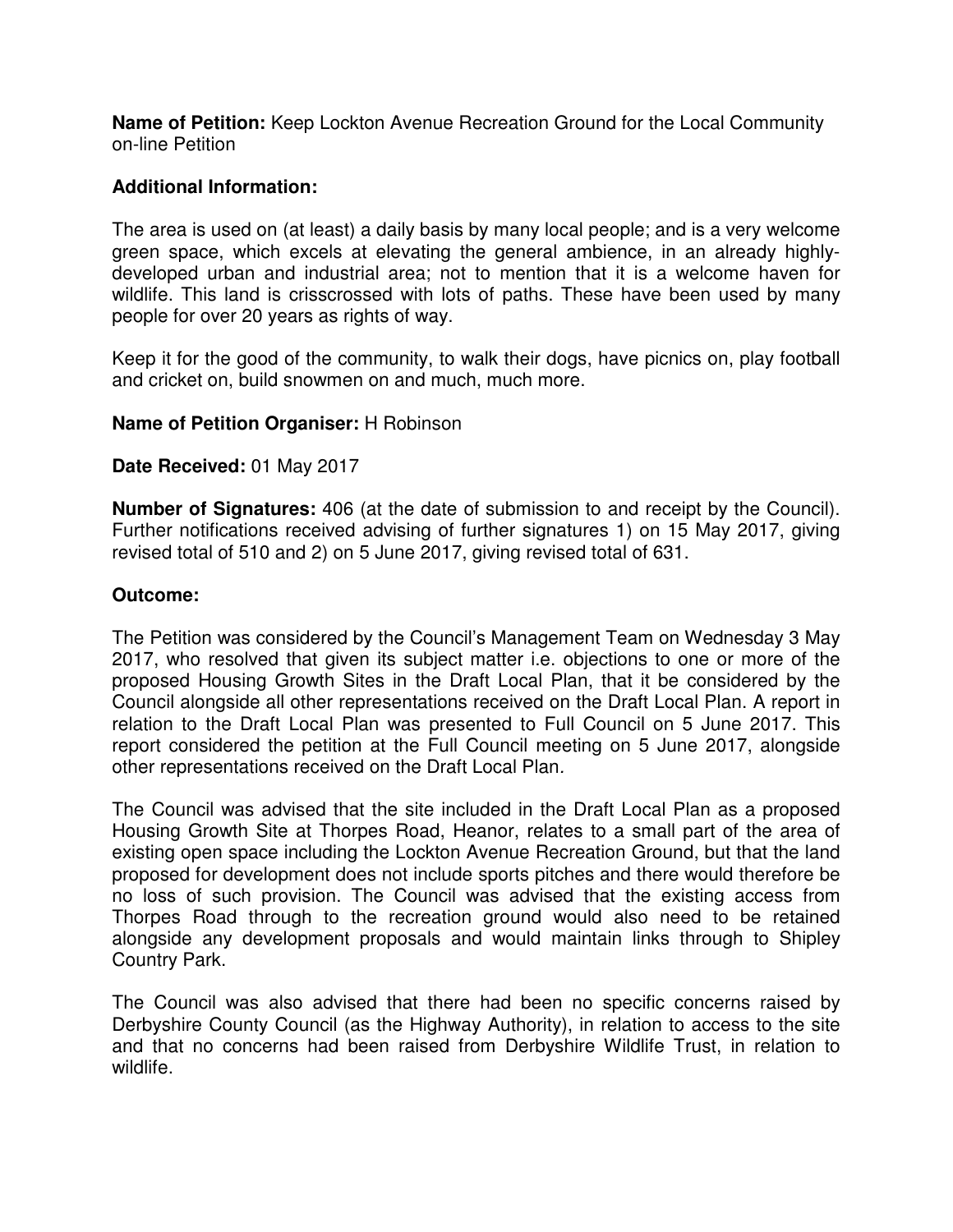**Name of Petition:** Keep Lockton Avenue Recreation Ground for the Local Community on-line Petition

**Additional Information:**

The area is used on (at least) a daily basis by many local people; and is a very welcome green space, which excels at elevating the general ambience, in an already highly-developed urban and industrial area; not to mention that it is a welcome haven for wildlife. This land is crisscrossed with lots of paths. These have been used by many people for over 20 years as rights of way.

Keep it for the good of the community, to walk their dogs, have picnics on, play football and cricket on, build snowmen on and much, much more.

**Name of Petition Organiser:** H Robinson

**Date Received:** 01 May 2017

**Number of Signatures:** 406 (at the date of submission to and receipt by the Council). Further notifications received advising of further signatures 1) on 15 May 2017, giving revised total of 510 and 2) on 5 June 2017, giving revised total of 631.

**Outcome:**

The Petition was considered by the Council's Management Team on Wednesday 3 May 2017, who resolved that given its subject matter i.e. objections to one or more of the proposed Housing Growth Sites in the Draft Local Plan, that it be considered by the Council alongside all other representations received on the Draft Local Plan. A report in relation to the Draft Local Plan was presented to Full Council on 5 June 2017. This report considered the petition at the Full Council meeting on 5 June 2017, alongside other representations received on the Draft Local Plan.

The Council was advised that the site included in the Draft Local Plan as a proposed Housing Growth Site at Thorpes Road, Heanor, relates to a small part of the area of existing open space including the Lockton Avenue Recreation Ground, but that the land proposed for development does not include sports pitches and there would therefore be no loss of such provision. The Council was advised that the existing access from Thorpes Road through to the recreation ground would also need to be retained alongside any development proposals and would maintain links through to Shipley Country Park.

The Council was also advised that there had been no specific concerns raised by Derbyshire County Council (as the Highway Authority), in relation to access to the site and that no concerns had been raised from Derbyshire Wildlife Trust, in relation to wildlife.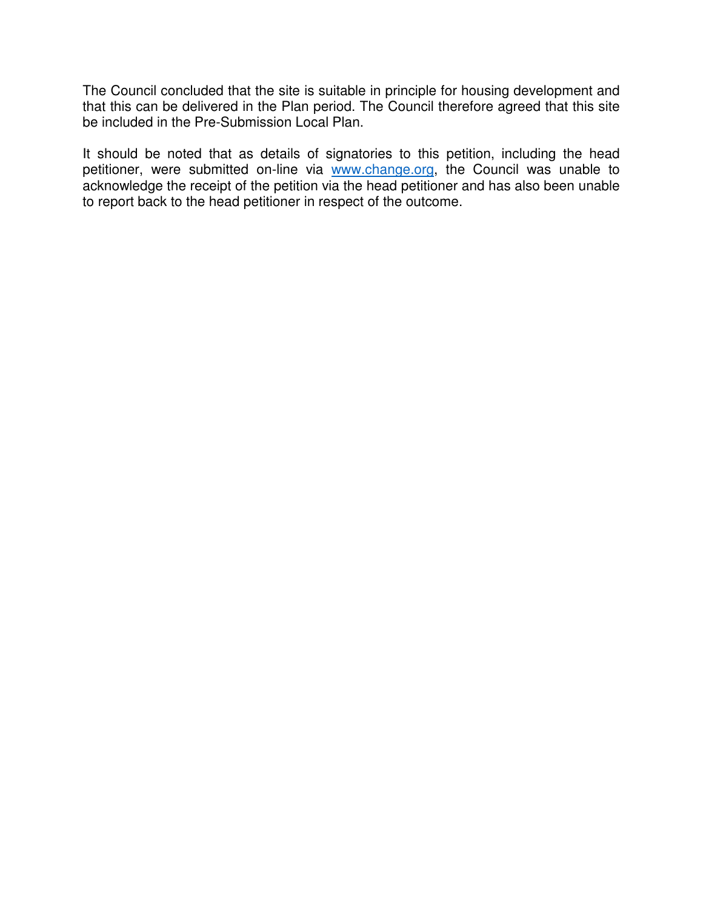The Council concluded that the site is suitable in principle for housing development and that this can be delivered in the Plan period. The Council therefore agreed that this site be included in the Pre-Submission Local Plan.

It should be noted that as details of signatories to this petition, including the head petitioner, were submitted on-line via www.change.org, the Council was unable to acknowledge the receipt of the petition via the head petitioner and has also been unable to report back to the head petitioner in respect of the outcome.